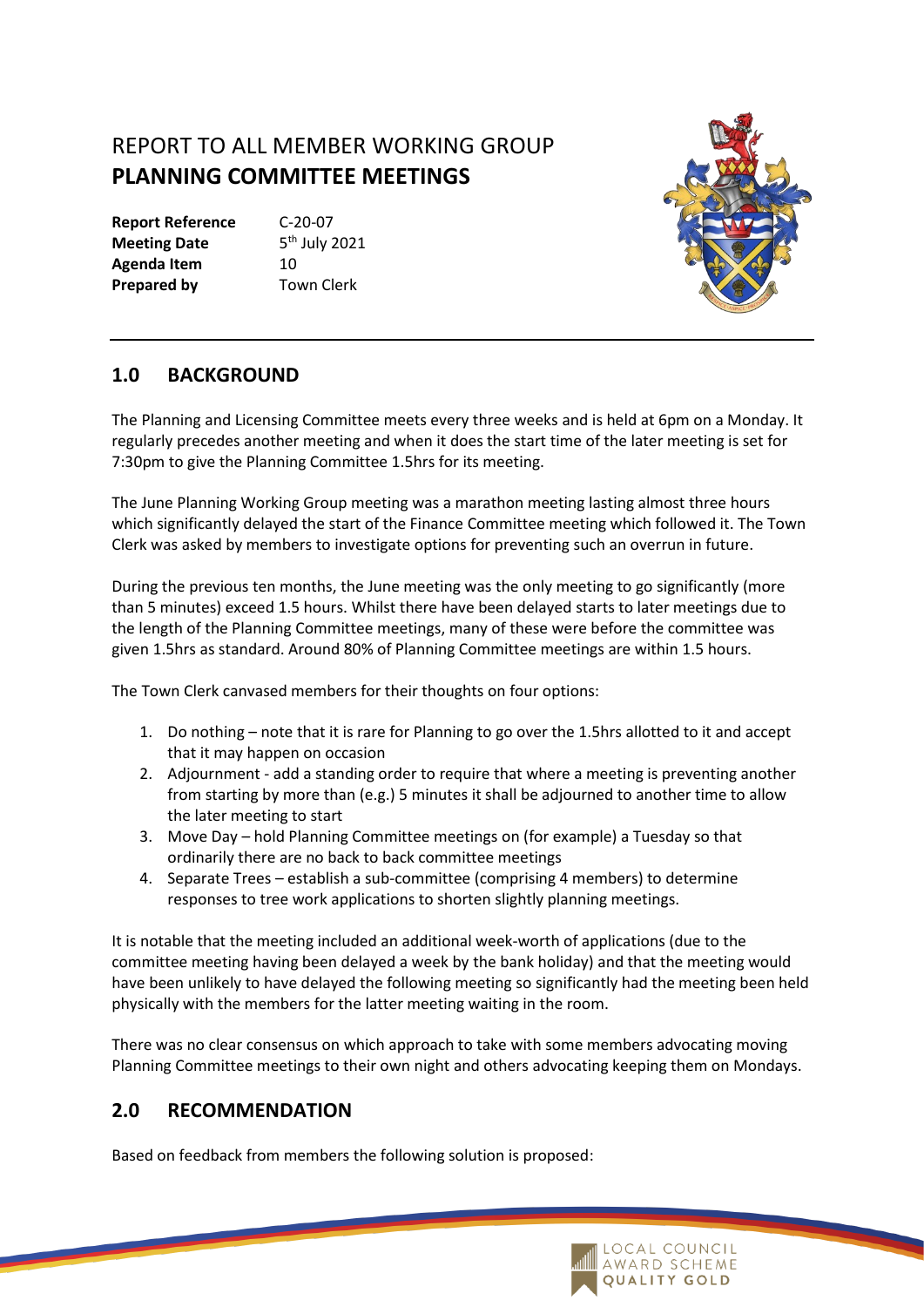# REPORT TO ALL MEMBER WORKING GROUP
# PLANNING COMMITTEE MEETINGS

| | |
|---|---|
| **Report Reference** | C-20-07 |
| **Meeting Date** | 5th July 2021 |
| **Agenda Item** | 10 |
| **Prepared by** | Town Clerk |

## 1.0 BACKGROUND

The Planning and Licensing Committee meets every three weeks and is held at 6pm on a Monday. It regularly precedes another meeting and when it does the start time of the later meeting is set for 7:30pm to give the Planning Committee 1.5hrs for its meeting.

The June Planning Working Group meeting was a marathon meeting lasting almost three hours which significantly delayed the start of the Finance Committee meeting which followed it. The Town Clerk was asked by members to investigate options for preventing such an overrun in future.

During the previous ten months, the June meeting was the only meeting to go significantly (more than 5 minutes) exceed 1.5 hours. Whilst there have been delayed starts to later meetings due to the length of the Planning Committee meetings, many of these were before the committee was given 1.5hrs as standard. Around 80% of Planning Committee meetings are within 1.5 hours.

The Town Clerk canvased members for their thoughts on four options:

1. Do nothing – note that it is rare for Planning to go over the 1.5hrs allotted to it and accept that it may happen on occasion
2. Adjournment - add a standing order to require that where a meeting is preventing another from starting by more than (e.g.) 5 minutes it shall be adjourned to another time to allow the later meeting to start
3. Move Day – hold Planning Committee meetings on (for example) a Tuesday so that ordinarily there are no back to back committee meetings
4. Separate Trees – establish a sub-committee (comprising 4 members) to determine responses to tree work applications to shorten slightly planning meetings.

It is notable that the meeting included an additional week-worth of applications (due to the committee meeting having been delayed a week by the bank holiday) and that the meeting would have been unlikely to have delayed the following meeting so significantly had the meeting been held physically with the members for the latter meeting waiting in the room.

There was no clear consensus on which approach to take with some members advocating moving Planning Committee meetings to their own night and others advocating keeping them on Mondays.

## 2.0 RECOMMENDATION

Based on feedback from members the following solution is proposed: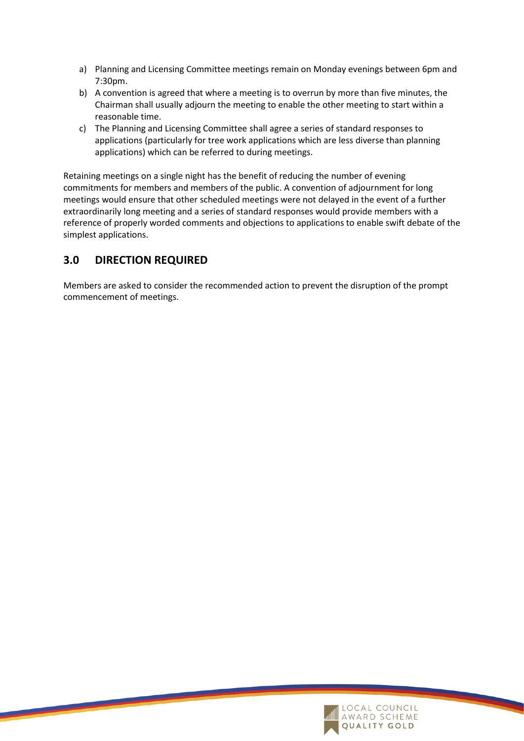a) Planning and Licensing Committee meetings remain on Monday evenings between 6pm and 7:30pm.
b) A convention is agreed that where a meeting is to overrun by more than five minutes, the Chairman shall usually adjourn the meeting to enable the other meeting to start within a reasonable time.
c) The Planning and Licensing Committee shall agree a series of standard responses to applications (particularly for tree work applications which are less diverse than planning applications) which can be referred to during meetings.

Retaining meetings on a single night has the benefit of reducing the number of evening commitments for members and members of the public. A convention of adjournment for long meetings would ensure that other scheduled meetings were not delayed in the event of a further extraordinarily long meeting and a series of standard responses would provide members with a reference of properly worded comments and objections to applications to enable swift debate of the simplest applications.

## 3.0 DIRECTION REQUIRED

Members are asked to consider the recommended action to prevent the disruption of the prompt commencement of meetings.